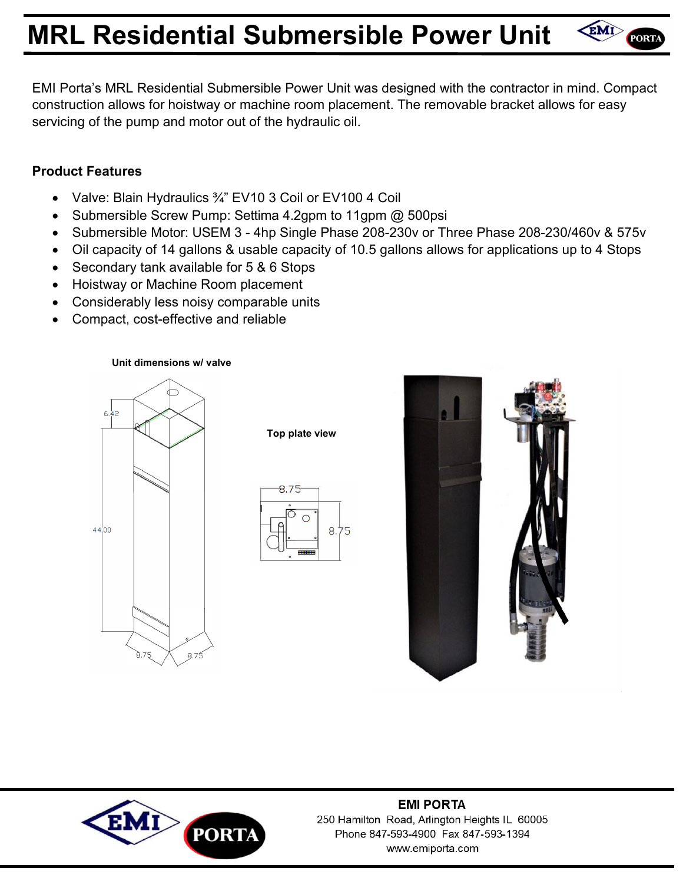# MRL Residential Submersible Power Unit

EMI Porta's MRL Residential Submersible Power Unit was designed with the contractor in mind. Compact construction allows for hoistway or machine room placement. The removable bracket allows for easy servicing of the pump and motor out of the hydraulic oil.

**Product Features**

- Valve: Blain Hydraulics ¾" EV10 3 Coil or EV100 4 Coil
- Submersible Screw Pump: Settima 4.2gpm to 11gpm @ 500psi
- Submersible Motor: USEM 3 - 4hp Single Phase 208-230v or Three Phase 208-230/460v & 575v
- Oil capacity of 14 gallons & usable capacity of 10.5 gallons allows for applications up to 4 Stops
- Secondary tank available for 5 & 6 Stops
- Hoistway or Machine Room placement
- Considerably less noisy comparable units
- Compact, cost-effective and reliable

**Unit dimensions w/ valve**

6.42

44.00

8.75 8.75

**Top plate view**

8.75

8.75

**EMI PORTA**
250 Hamilton Road, Arlington Heights IL 60005
Phone 847-593-4900 Fax 847-593-1394
www.emiporta.com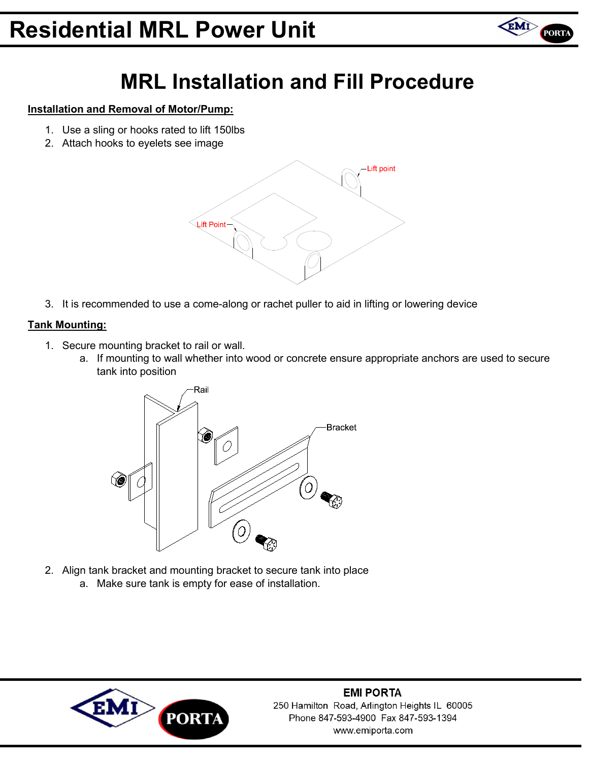# MRL Installation and Fill Procedure

**Installation and Removal of Motor/Pump:**

1. Use a sling or hooks rated to lift 150lbs
2. Attach hooks to eyelets see image

Lift point

Lift Point

3. It is recommended to use a come-along or rachet puller to aid in lifting or lowering device

**Tank Mounting:**

1. Secure mounting bracket to rail or wall.
    a. If mounting to wall whether into wood or concrete ensure appropriate anchors are used to secure tank into position

Rail

Bracket

2. Align tank bracket and mounting bracket to secure tank into place
    a. Make sure tank is empty for ease of installation.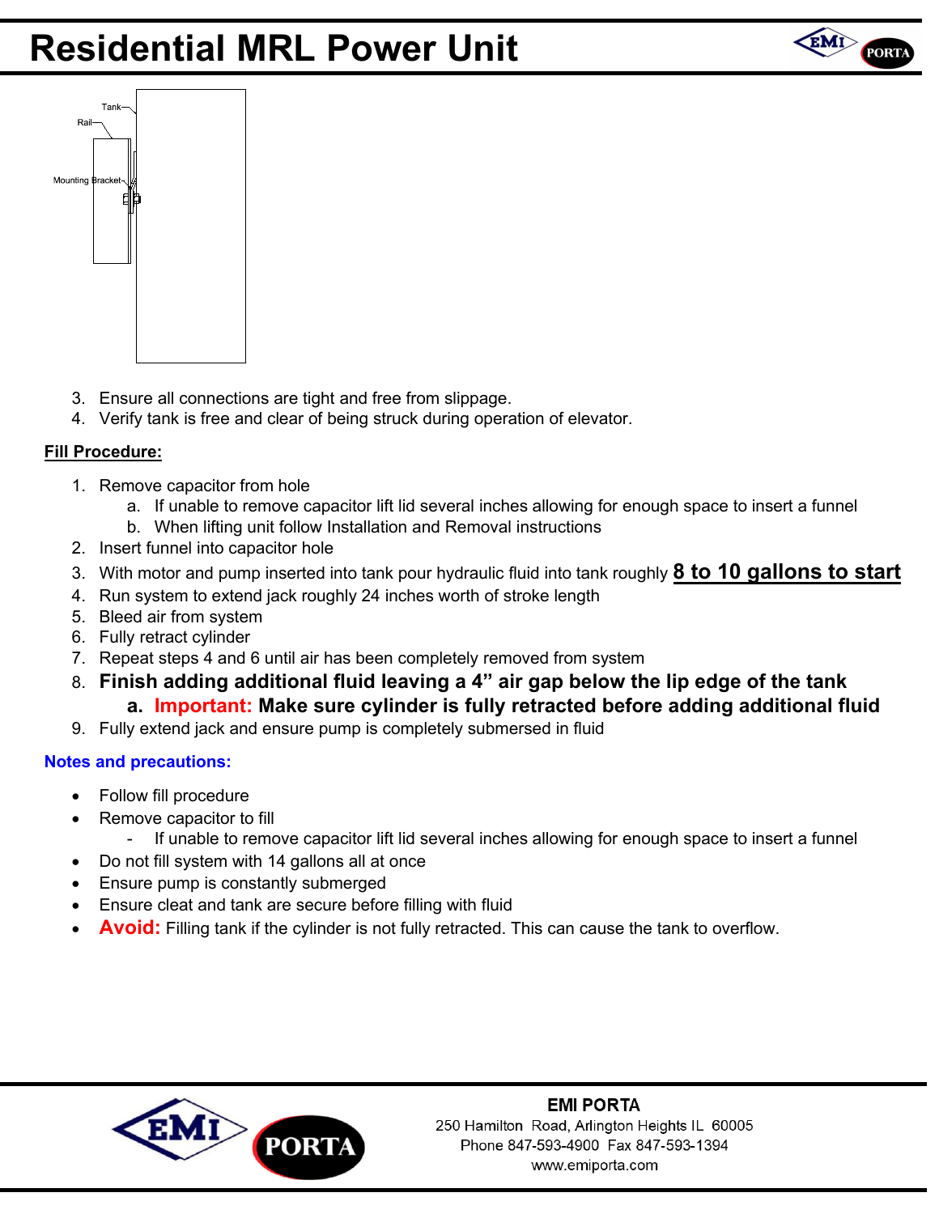# Residential MRL Power Unit

Tank

Rail

Mounting Bracket

3. Ensure all connections are tight and free from slippage.
4. Verify tank is free and clear of being struck during operation of elevator.

**Fill Procedure:**

1. Remove capacitor from hole
   a. If unable to remove capacitor lift lid several inches allowing for enough space to insert a funnel
   b. When lifting unit follow Installation and Removal instructions
2. Insert funnel into capacitor hole
3. With motor and pump inserted into tank pour hydraulic fluid into tank roughly **8 to 10 gallons to start**
4. Run system to extend jack roughly 24 inches worth of stroke length
5. Bleed air from system
6. Fully retract cylinder
7. Repeat steps 4 and 6 until air has been completely removed from system
8. **Finish adding additional fluid leaving a 4" air gap below the lip edge of the tank**
   a. **Important: Make sure cylinder is fully retracted before adding additional fluid**
9. Fully extend jack and ensure pump is completely submersed in fluid

**Notes and precautions:**

- Follow fill procedure
- Remove capacitor to fill
  - If unable to remove capacitor lift lid several inches allowing for enough space to insert a funnel
- Do not fill system with 14 gallons all at once
- Ensure pump is constantly submerged
- Ensure cleat and tank are secure before filling with fluid
- **Avoid:** Filling tank if the cylinder is not fully retracted. This can cause the tank to overflow.

**EMI PORTA**
250 Hamilton Road, Arlington Heights IL 60005
Phone 847-593-4900 Fax 847-593-1394
www.emiporta.com